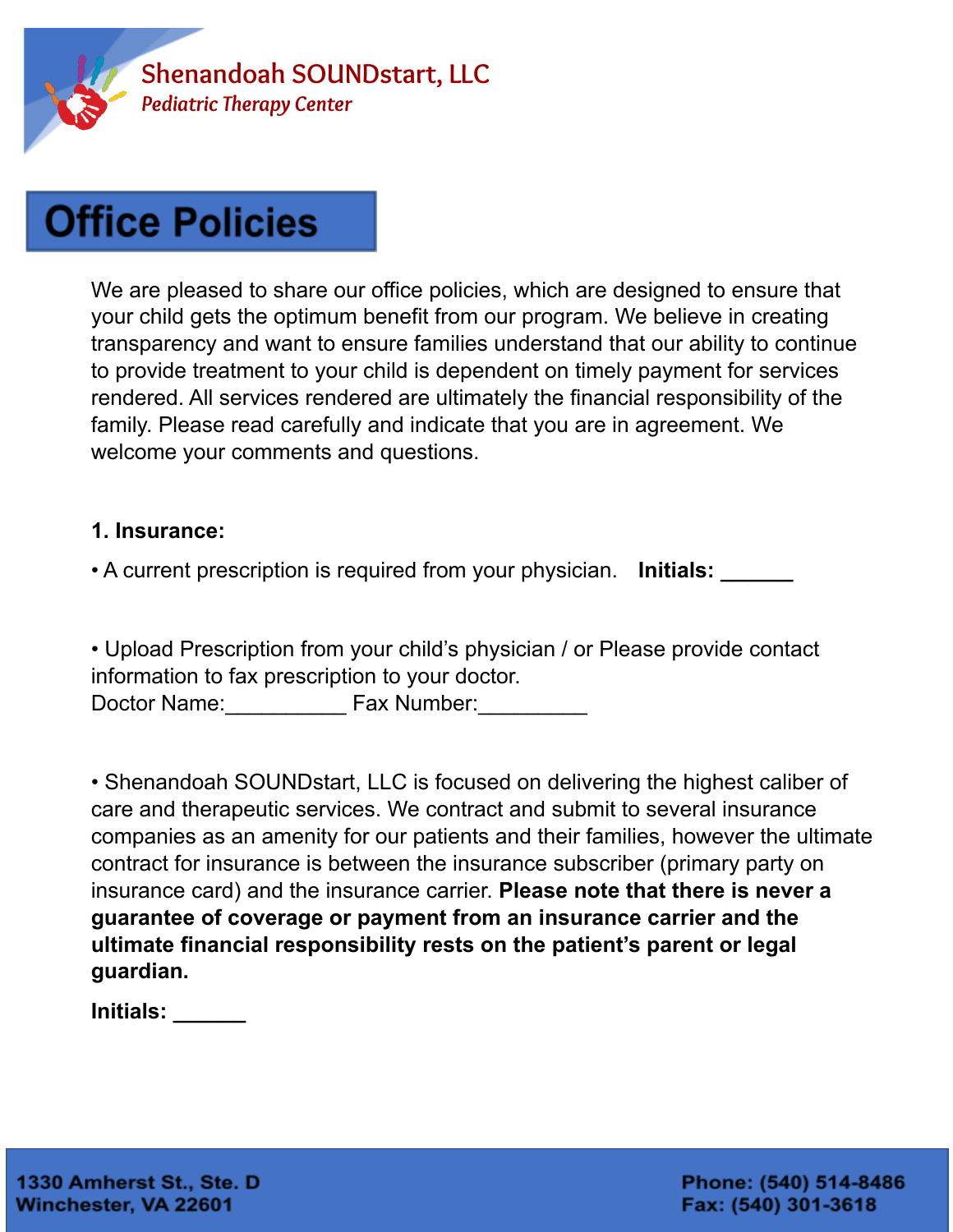Shenandoah SOUNDstart, LLC

*Pediatric Therapy Center*

# Office Policies

We are pleased to share our office policies, which are designed to ensure that your child gets the optimum benefit from our program. We believe in creating transparency and want to ensure families understand that our ability to continue to provide treatment to your child is dependent on timely payment for services rendered. All services rendered are ultimately the financial responsibility of the family. Please read carefully and indicate that you are in agreement. We welcome your comments and questions.

**1. Insurance:**

• A current prescription is required from your physician. **Initials: ______**

• Upload Prescription from your child's physician / or Please provide contact information to fax prescription to your doctor.
Doctor Name:__________ Fax Number:_________

• Shenandoah SOUNDstart, LLC is focused on delivering the highest caliber of care and therapeutic services. We contract and submit to several insurance companies as an amenity for our patients and their families, however the ultimate contract for insurance is between the insurance subscriber (primary party on insurance card) and the insurance carrier. **Please note that there is never a guarantee of coverage or payment from an insurance carrier and the ultimate financial responsibility rests on the patient's parent or legal guardian.**

**Initials: ______**

1330 Amherst St., Ste. D
Winchester, VA 22601

Phone: (540) 514-8486
Fax: (540) 301-3618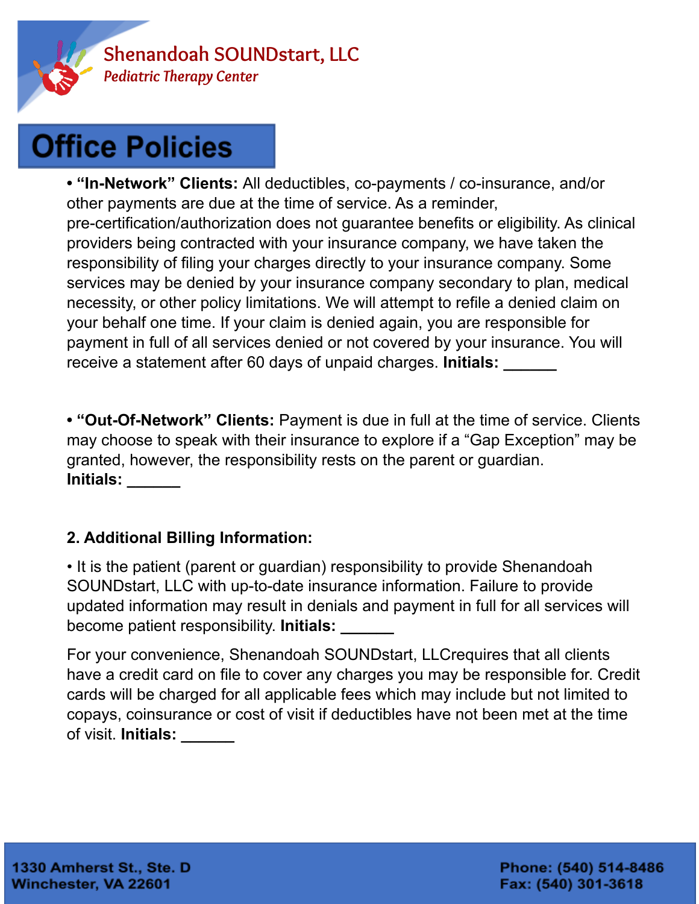## Office Policies

• **"In-Network" Clients:** All deductibles, co-payments / co-insurance, and/or other payments are due at the time of service. As a reminder, pre-certification/authorization does not guarantee benefits or eligibility. As clinical providers being contracted with your insurance company, we have taken the responsibility of filing your charges directly to your insurance company. Some services may be denied by your insurance company secondary to plan, medical necessity, or other policy limitations. We will attempt to refile a denied claim on your behalf one time. If your claim is denied again, you are responsible for payment in full of all services denied or not covered by your insurance. You will receive a statement after 60 days of unpaid charges. **Initials: ______**

• **"Out-Of-Network" Clients:** Payment is due in full at the time of service. Clients may choose to speak with their insurance to explore if a "Gap Exception" may be granted, however, the responsibility rests on the parent or guardian.
**Initials: ______**

**2. Additional Billing Information:**

• It is the patient (parent or guardian) responsibility to provide Shenandoah SOUNDstart, LLC with up-to-date insurance information. Failure to provide updated information may result in denials and payment in full for all services will become patient responsibility. **Initials: ______**

For your convenience, Shenandoah SOUNDstart, LLCrequires that all clients have a credit card on file to cover any charges you may be responsible for. Credit cards will be charged for all applicable fees which may include but not limited to copays, coinsurance or cost of visit if deductibles have not been met at the time of visit. **Initials: ______**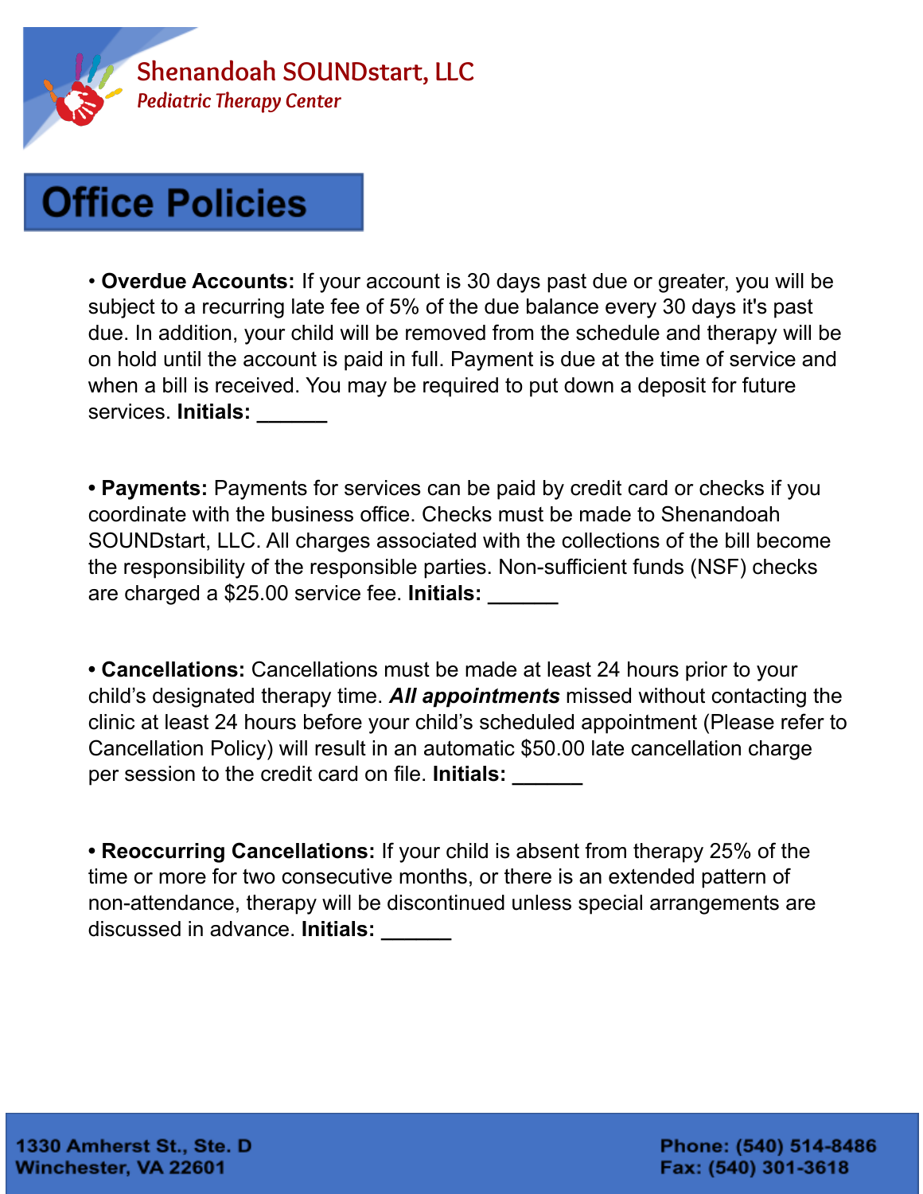# Shenandoah SOUNDstart, LLC

*Pediatric Therapy Center*

## Office Policies

• **Overdue Accounts:** If your account is 30 days past due or greater, you will be subject to a recurring late fee of 5% of the due balance every 30 days it's past due. In addition, your child will be removed from the schedule and therapy will be on hold until the account is paid in full. Payment is due at the time of service and when a bill is received. You may be required to put down a deposit for future services. **Initials: ______**

• **Payments:** Payments for services can be paid by credit card or checks if you coordinate with the business office. Checks must be made to Shenandoah SOUNDstart, LLC. All charges associated with the collections of the bill become the responsibility of the responsible parties. Non-sufficient funds (NSF) checks are charged a $25.00 service fee. **Initials: ______**

• **Cancellations:** Cancellations must be made at least 24 hours prior to your child's designated therapy time. ***All appointments*** missed without contacting the clinic at least 24 hours before your child's scheduled appointment (Please refer to Cancellation Policy) will result in an automatic $50.00 late cancellation charge per session to the credit card on file. **Initials: ______**

• **Reoccurring Cancellations:** If your child is absent from therapy 25% of the time or more for two consecutive months, or there is an extended pattern of non-attendance, therapy will be discontinued unless special arrangements are discussed in advance. **Initials: ______**

1330 Amherst St., Ste. D
Winchester, VA 22601

Phone: (540) 514-8486
Fax: (540) 301-3618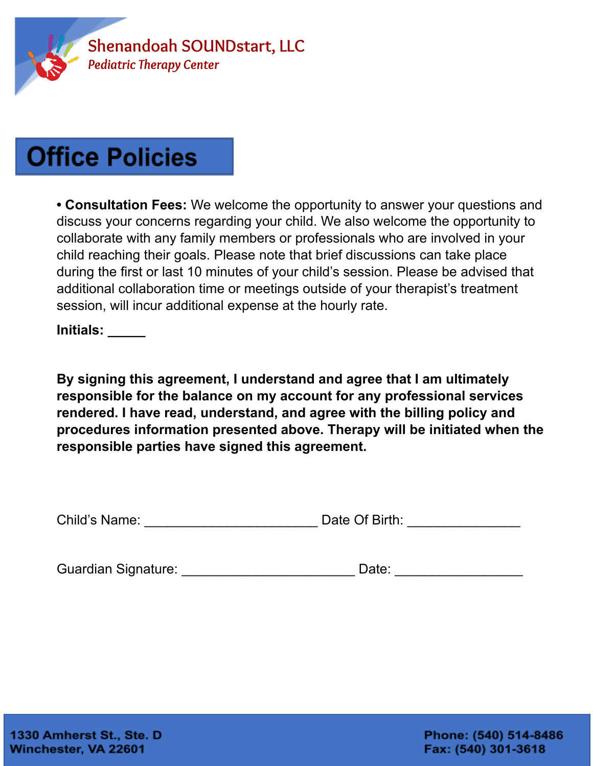Shenandoah SOUNDstart, LLC

*Pediatric Therapy Center*

# Office Policies

• **Consultation Fees:** We welcome the opportunity to answer your questions and discuss your concerns regarding your child. We also welcome the opportunity to collaborate with any family members or professionals who are involved in your child reaching their goals. Please note that brief discussions can take place during the first or last 10 minutes of your child's session. Please be advised that additional collaboration time or meetings outside of your therapist's treatment session, will incur additional expense at the hourly rate.

**Initials: _____**

**By signing this agreement, I understand and agree that I am ultimately responsible for the balance on my account for any professional services rendered. I have read, understand, and agree with the billing policy and procedures information presented above. Therapy will be initiated when the responsible parties have signed this agreement.**

Child's Name: ______________________ Date Of Birth: ______________

Guardian Signature: ______________________ Date: ________________

**1330 Amherst St., Ste. D**
**Winchester, VA 22601**

**Phone: (540) 514-8486**
**Fax: (540) 301-3618**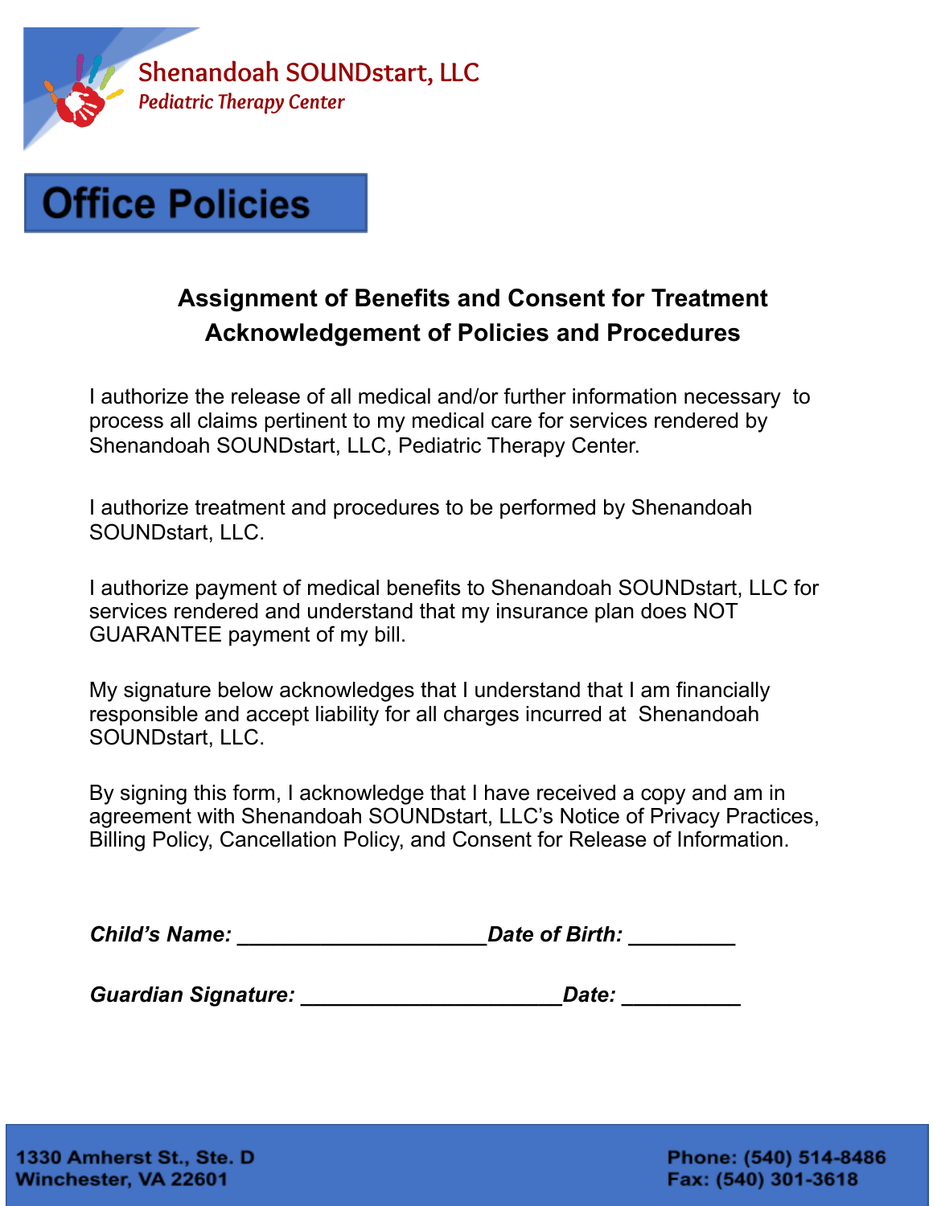Shenandoah SOUNDstart, LLC
*Pediatric Therapy Center*

# Office Policies

## Assignment of Benefits and Consent for Treatment
## Acknowledgement of Policies and Procedures

I authorize the release of all medical and/or further information necessary to process all claims pertinent to my medical care for services rendered by Shenandoah SOUNDstart, LLC, Pediatric Therapy Center.

I authorize treatment and procedures to be performed by Shenandoah SOUNDstart, LLC.

I authorize payment of medical benefits to Shenandoah SOUNDstart, LLC for services rendered and understand that my insurance plan does NOT GUARANTEE payment of my bill.

My signature below acknowledges that I understand that I am financially responsible and accept liability for all charges incurred at Shenandoah SOUNDstart, LLC.

By signing this form, I acknowledge that I have received a copy and am in agreement with Shenandoah SOUNDstart, LLC's Notice of Privacy Practices, Billing Policy, Cancellation Policy, and Consent for Release of Information.

***Child's Name: ____________________Date of Birth: _________***

***Guardian Signature: _____________________Date: __________***

**1330 Amherst St., Ste. D**
**Winchester, VA 22601**

**Phone: (540) 514-8486**
**Fax: (540) 301-3618**